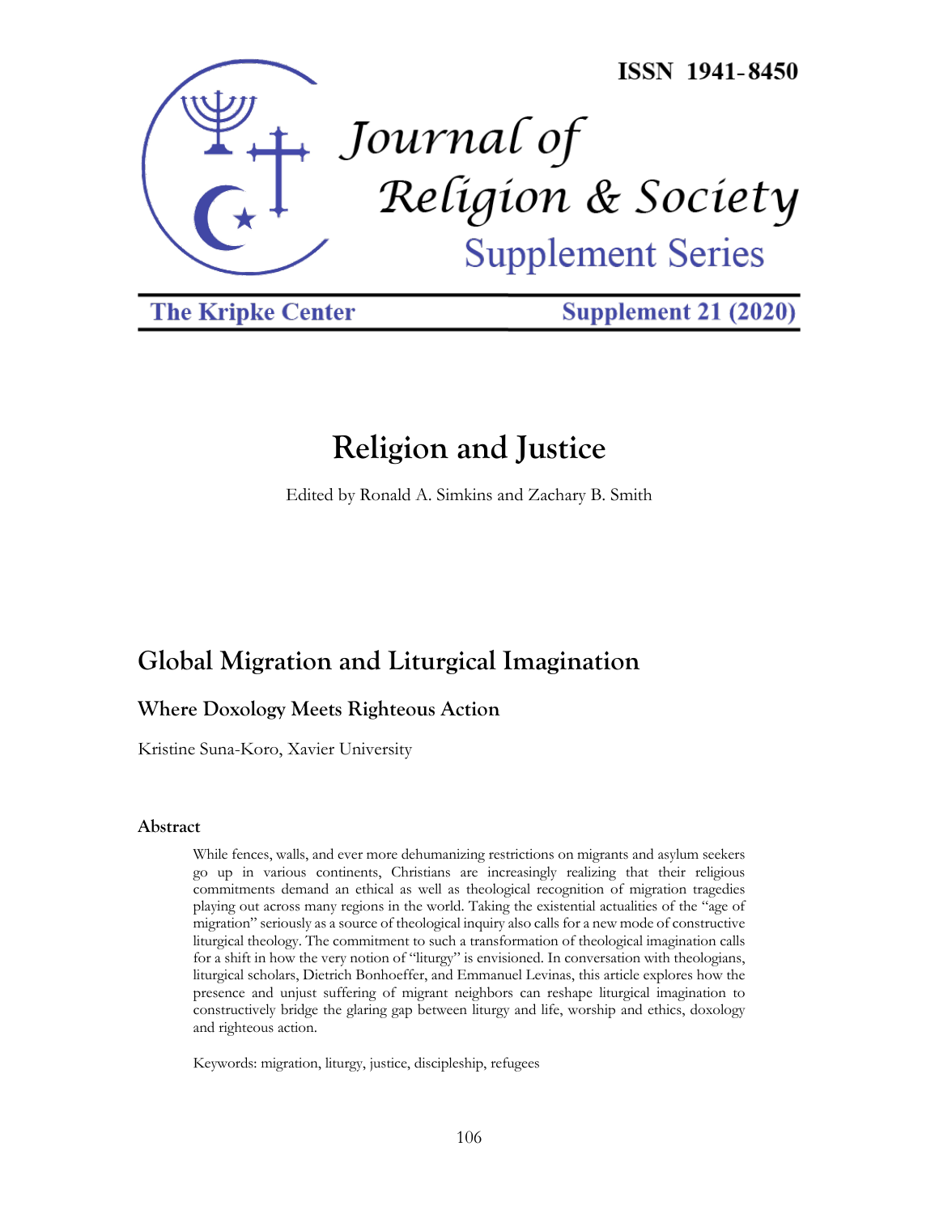ISSN 1941-8450

# Journal of Religion & Society

Supplement Series

The Kripke Center | Supplement 21 (2020)

## Religion and Justice

Edited by Ronald A. Simkins and Zachary B. Smith

# Global Migration and Liturgical Imagination

## Where Doxology Meets Righteous Action

Kristine Suna-Koro, Xavier University

### Abstract

While fences, walls, and ever more dehumanizing restrictions on migrants and asylum seekers go up in various continents, Christians are increasingly realizing that their religious commitments demand an ethical as well as theological recognition of migration tragedies playing out across many regions in the world. Taking the existential actualities of the "age of migration" seriously as a source of theological inquiry also calls for a new mode of constructive liturgical theology. The commitment to such a transformation of theological imagination calls for a shift in how the very notion of "liturgy" is envisioned. In conversation with theologians, liturgical scholars, Dietrich Bonhoeffer, and Emmanuel Levinas, this article explores how the presence and unjust suffering of migrant neighbors can reshape liturgical imagination to constructively bridge the glaring gap between liturgy and life, worship and ethics, doxology and righteous action.

Keywords: migration, liturgy, justice, discipleship, refugees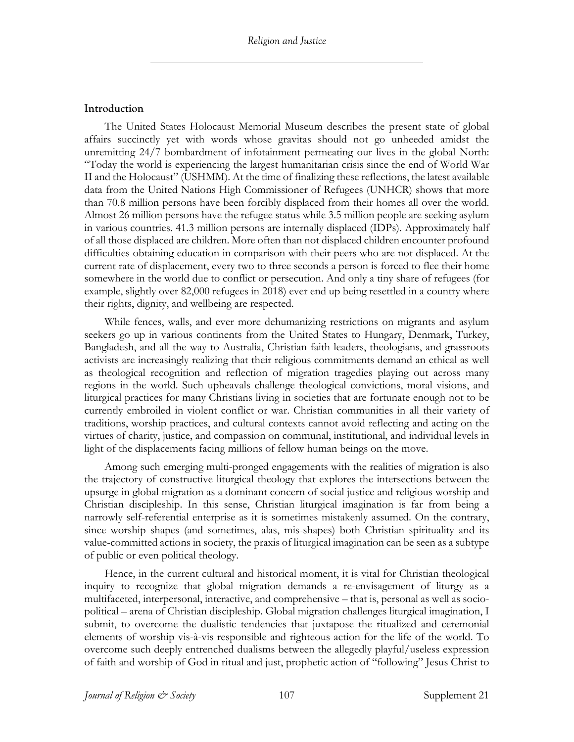## Introduction

The United States Holocaust Memorial Museum describes the present state of global affairs succinctly yet with words whose gravitas should not go unheeded amidst the unremitting 24/7 bombardment of infotainment permeating our lives in the global North: "Today the world is experiencing the largest humanitarian crisis since the end of World War II and the Holocaust" (USHMM). At the time of finalizing these reflections, the latest available data from the United Nations High Commissioner of Refugees (UNHCR) shows that more than 70.8 million persons have been forcibly displaced from their homes all over the world. Almost 26 million persons have the refugee status while 3.5 million people are seeking asylum in various countries. 41.3 million persons are internally displaced (IDPs). Approximately half of all those displaced are children. More often than not displaced children encounter profound difficulties obtaining education in comparison with their peers who are not displaced. At the current rate of displacement, every two to three seconds a person is forced to flee their home somewhere in the world due to conflict or persecution. And only a tiny share of refugees (for example, slightly over 82,000 refugees in 2018) ever end up being resettled in a country where their rights, dignity, and wellbeing are respected.

While fences, walls, and ever more dehumanizing restrictions on migrants and asylum seekers go up in various continents from the United States to Hungary, Denmark, Turkey, Bangladesh, and all the way to Australia, Christian faith leaders, theologians, and grassroots activists are increasingly realizing that their religious commitments demand an ethical as well as theological recognition and reflection of migration tragedies playing out across many regions in the world. Such upheavals challenge theological convictions, moral visions, and liturgical practices for many Christians living in societies that are fortunate enough not to be currently embroiled in violent conflict or war. Christian communities in all their variety of traditions, worship practices, and cultural contexts cannot avoid reflecting and acting on the virtues of charity, justice, and compassion on communal, institutional, and individual levels in light of the displacements facing millions of fellow human beings on the move.

Among such emerging multi-pronged engagements with the realities of migration is also the trajectory of constructive liturgical theology that explores the intersections between the upsurge in global migration as a dominant concern of social justice and religious worship and Christian discipleship. In this sense, Christian liturgical imagination is far from being a narrowly self-referential enterprise as it is sometimes mistakenly assumed. On the contrary, since worship shapes (and sometimes, alas, mis-shapes) both Christian spirituality and its value-committed actions in society, the praxis of liturgical imagination can be seen as a subtype of public or even political theology.

Hence, in the current cultural and historical moment, it is vital for Christian theological inquiry to recognize that global migration demands a re-envisagement of liturgy as a multifaceted, interpersonal, interactive, and comprehensive – that is, personal as well as socio-political – arena of Christian discipleship. Global migration challenges liturgical imagination, I submit, to overcome the dualistic tendencies that juxtapose the ritualized and ceremonial elements of worship vis-à-vis responsible and righteous action for the life of the world. To overcome such deeply entrenched dualisms between the allegedly playful/useless expression of faith and worship of God in ritual and just, prophetic action of "following" Jesus Christ to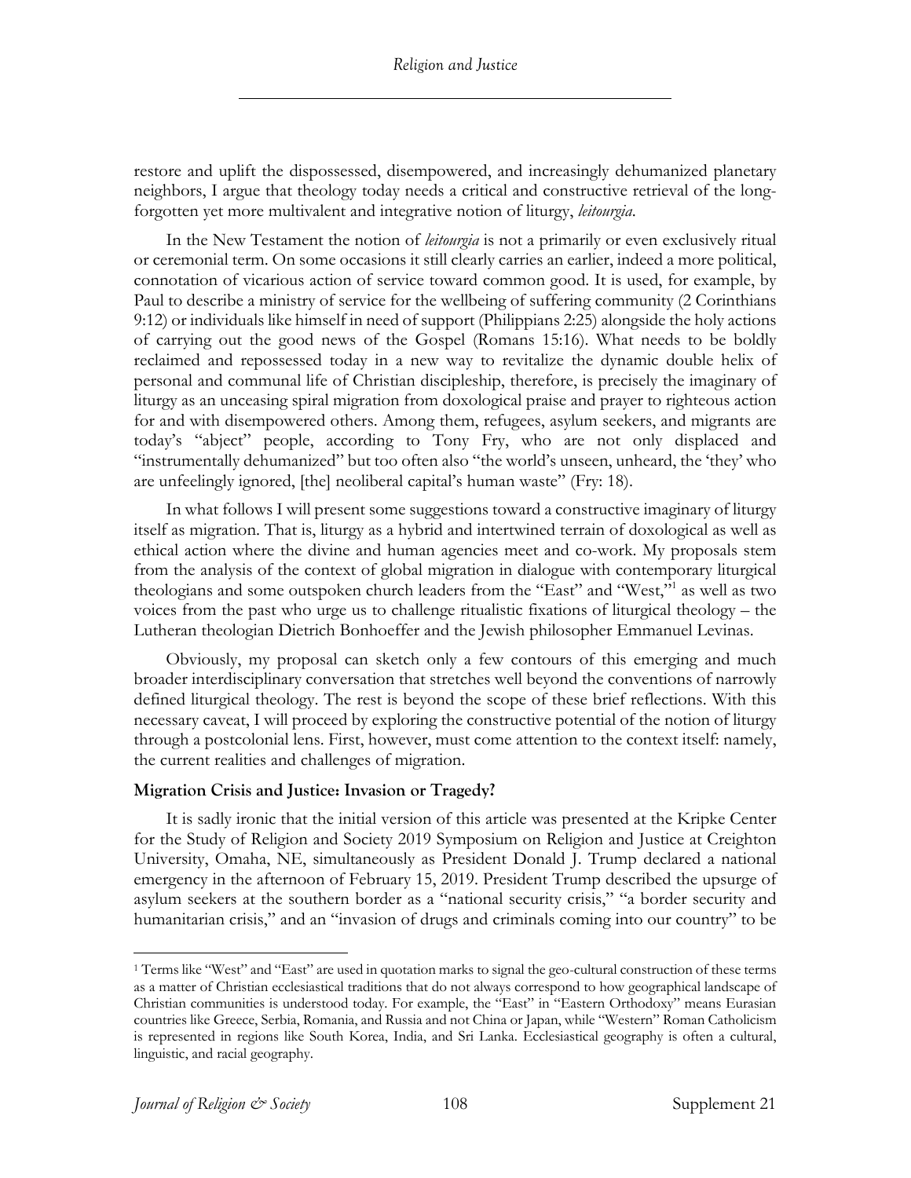restore and uplift the dispossessed, disempowered, and increasingly dehumanized planetary neighbors, I argue that theology today needs a critical and constructive retrieval of the long-forgotten yet more multivalent and integrative notion of liturgy, *leitourgia*.

In the New Testament the notion of *leitourgia* is not a primarily or even exclusively ritual or ceremonial term. On some occasions it still clearly carries an earlier, indeed a more political, connotation of vicarious action of service toward common good. It is used, for example, by Paul to describe a ministry of service for the wellbeing of suffering community (2 Corinthians 9:12) or individuals like himself in need of support (Philippians 2:25) alongside the holy actions of carrying out the good news of the Gospel (Romans 15:16). What needs to be boldly reclaimed and repossessed today in a new way to revitalize the dynamic double helix of personal and communal life of Christian discipleship, therefore, is precisely the imaginary of liturgy as an unceasing spiral migration from doxological praise and prayer to righteous action for and with disempowered others. Among them, refugees, asylum seekers, and migrants are today's "abject" people, according to Tony Fry, who are not only displaced and "instrumentally dehumanized" but too often also "the world's unseen, unheard, the 'they' who are unfeelingly ignored, [the] neoliberal capital's human waste" (Fry: 18).

In what follows I will present some suggestions toward a constructive imaginary of liturgy itself as migration. That is, liturgy as a hybrid and intertwined terrain of doxological as well as ethical action where the divine and human agencies meet and co-work. My proposals stem from the analysis of the context of global migration in dialogue with contemporary liturgical theologians and some outspoken church leaders from the "East" and "West,"[1] as well as two voices from the past who urge us to challenge ritualistic fixations of liturgical theology – the Lutheran theologian Dietrich Bonhoeffer and the Jewish philosopher Emmanuel Levinas.

Obviously, my proposal can sketch only a few contours of this emerging and much broader interdisciplinary conversation that stretches well beyond the conventions of narrowly defined liturgical theology. The rest is beyond the scope of these brief reflections. With this necessary caveat, I will proceed by exploring the constructive potential of the notion of liturgy through a postcolonial lens. First, however, must come attention to the context itself: namely, the current realities and challenges of migration.

### Migration Crisis and Justice: Invasion or Tragedy?

It is sadly ironic that the initial version of this article was presented at the Kripke Center for the Study of Religion and Society 2019 Symposium on Religion and Justice at Creighton University, Omaha, NE, simultaneously as President Donald J. Trump declared a national emergency in the afternoon of February 15, 2019. President Trump described the upsurge of asylum seekers at the southern border as a "national security crisis," "a border security and humanitarian crisis," and an "invasion of drugs and criminals coming into our country" to be

---

[1] Terms like "West" and "East" are used in quotation marks to signal the geo-cultural construction of these terms as a matter of Christian ecclesiastical traditions that do not always correspond to how geographical landscape of Christian communities is understood today. For example, the "East" in "Eastern Orthodoxy" means Eurasian countries like Greece, Serbia, Romania, and Russia and not China or Japan, while "Western" Roman Catholicism is represented in regions like South Korea, India, and Sri Lanka. Ecclesiastical geography is often a cultural, linguistic, and racial geography.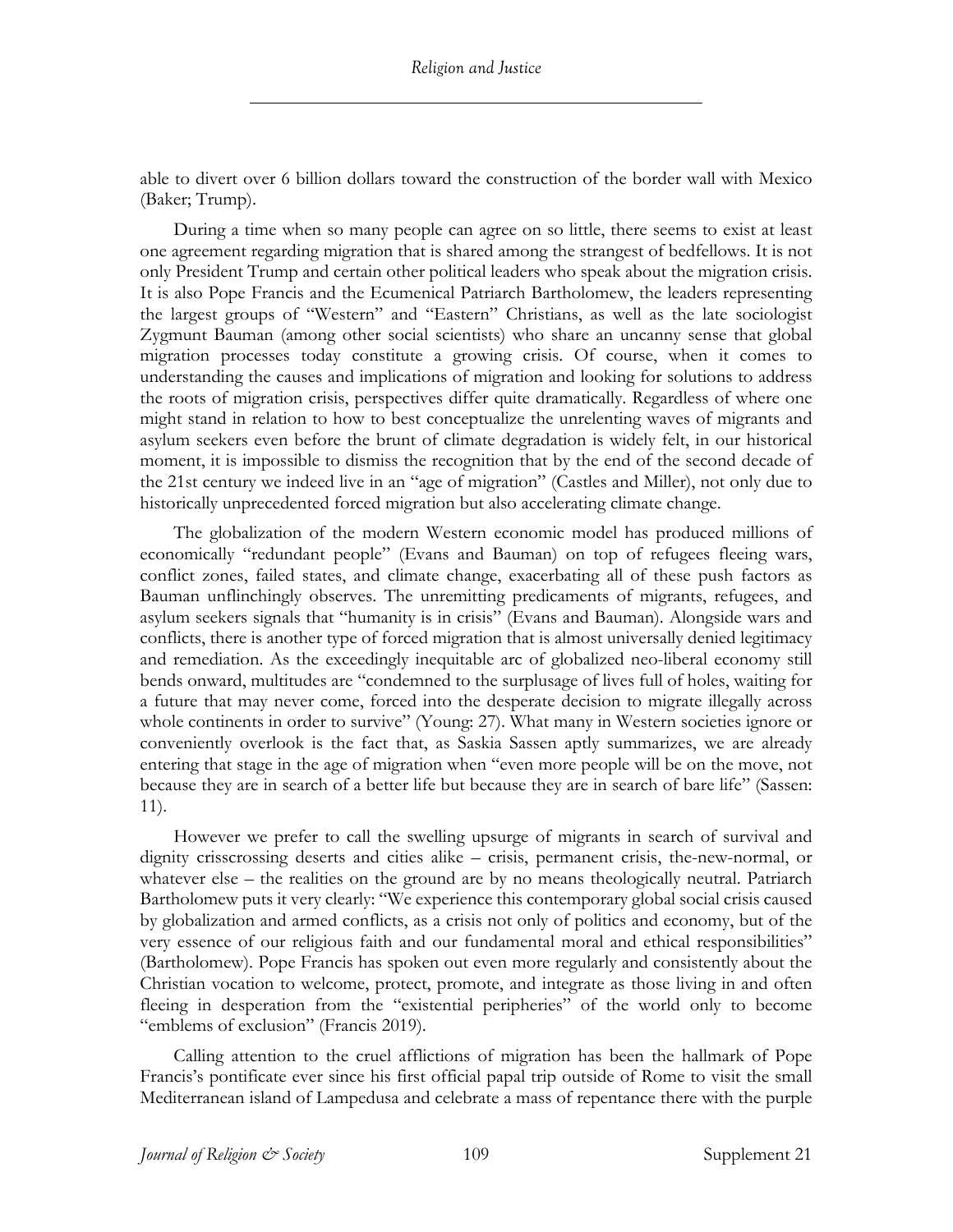able to divert over 6 billion dollars toward the construction of the border wall with Mexico (Baker; Trump).

During a time when so many people can agree on so little, there seems to exist at least one agreement regarding migration that is shared among the strangest of bedfellows. It is not only President Trump and certain other political leaders who speak about the migration crisis. It is also Pope Francis and the Ecumenical Patriarch Bartholomew, the leaders representing the largest groups of "Western" and "Eastern" Christians, as well as the late sociologist Zygmunt Bauman (among other social scientists) who share an uncanny sense that global migration processes today constitute a growing crisis. Of course, when it comes to understanding the causes and implications of migration and looking for solutions to address the roots of migration crisis, perspectives differ quite dramatically. Regardless of where one might stand in relation to how to best conceptualize the unrelenting waves of migrants and asylum seekers even before the brunt of climate degradation is widely felt, in our historical moment, it is impossible to dismiss the recognition that by the end of the second decade of the 21st century we indeed live in an "age of migration" (Castles and Miller), not only due to historically unprecedented forced migration but also accelerating climate change.

The globalization of the modern Western economic model has produced millions of economically "redundant people" (Evans and Bauman) on top of refugees fleeing wars, conflict zones, failed states, and climate change, exacerbating all of these push factors as Bauman unflinchingly observes. The unremitting predicaments of migrants, refugees, and asylum seekers signals that "humanity is in crisis" (Evans and Bauman). Alongside wars and conflicts, there is another type of forced migration that is almost universally denied legitimacy and remediation. As the exceedingly inequitable arc of globalized neo-liberal economy still bends onward, multitudes are "condemned to the surplusage of lives full of holes, waiting for a future that may never come, forced into the desperate decision to migrate illegally across whole continents in order to survive" (Young: 27). What many in Western societies ignore or conveniently overlook is the fact that, as Saskia Sassen aptly summarizes, we are already entering that stage in the age of migration when "even more people will be on the move, not because they are in search of a better life but because they are in search of bare life" (Sassen: 11).

However we prefer to call the swelling upsurge of migrants in search of survival and dignity crisscrossing deserts and cities alike – crisis, permanent crisis, the-new-normal, or whatever else – the realities on the ground are by no means theologically neutral. Patriarch Bartholomew puts it very clearly: "We experience this contemporary global social crisis caused by globalization and armed conflicts, as a crisis not only of politics and economy, but of the very essence of our religious faith and our fundamental moral and ethical responsibilities" (Bartholomew). Pope Francis has spoken out even more regularly and consistently about the Christian vocation to welcome, protect, promote, and integrate as those living in and often fleeing in desperation from the "existential peripheries" of the world only to become "emblems of exclusion" (Francis 2019).

Calling attention to the cruel afflictions of migration has been the hallmark of Pope Francis's pontificate ever since his first official papal trip outside of Rome to visit the small Mediterranean island of Lampedusa and celebrate a mass of repentance there with the purple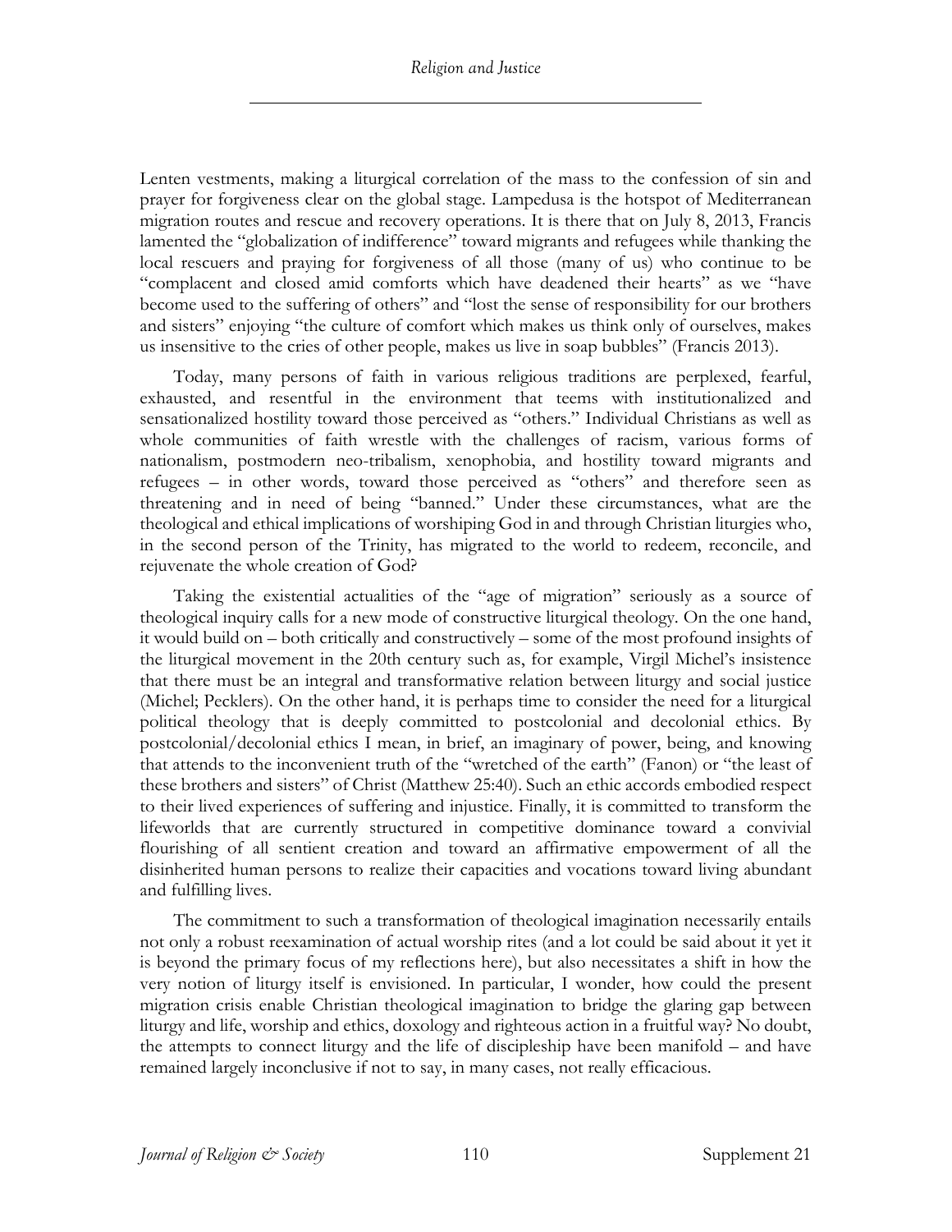Lenten vestments, making a liturgical correlation of the mass to the confession of sin and prayer for forgiveness clear on the global stage. Lampedusa is the hotspot of Mediterranean migration routes and rescue and recovery operations. It is there that on July 8, 2013, Francis lamented the "globalization of indifference" toward migrants and refugees while thanking the local rescuers and praying for forgiveness of all those (many of us) who continue to be "complacent and closed amid comforts which have deadened their hearts" as we "have become used to the suffering of others" and "lost the sense of responsibility for our brothers and sisters" enjoying "the culture of comfort which makes us think only of ourselves, makes us insensitive to the cries of other people, makes us live in soap bubbles" (Francis 2013).

Today, many persons of faith in various religious traditions are perplexed, fearful, exhausted, and resentful in the environment that teems with institutionalized and sensationalized hostility toward those perceived as "others." Individual Christians as well as whole communities of faith wrestle with the challenges of racism, various forms of nationalism, postmodern neo-tribalism, xenophobia, and hostility toward migrants and refugees – in other words, toward those perceived as "others" and therefore seen as threatening and in need of being "banned." Under these circumstances, what are the theological and ethical implications of worshiping God in and through Christian liturgies who, in the second person of the Trinity, has migrated to the world to redeem, reconcile, and rejuvenate the whole creation of God?

Taking the existential actualities of the "age of migration" seriously as a source of theological inquiry calls for a new mode of constructive liturgical theology. On the one hand, it would build on – both critically and constructively – some of the most profound insights of the liturgical movement in the 20th century such as, for example, Virgil Michel's insistence that there must be an integral and transformative relation between liturgy and social justice (Michel; Pecklers). On the other hand, it is perhaps time to consider the need for a liturgical political theology that is deeply committed to postcolonial and decolonial ethics. By postcolonial/decolonial ethics I mean, in brief, an imaginary of power, being, and knowing that attends to the inconvenient truth of the "wretched of the earth" (Fanon) or "the least of these brothers and sisters" of Christ (Matthew 25:40). Such an ethic accords embodied respect to their lived experiences of suffering and injustice. Finally, it is committed to transform the lifeworlds that are currently structured in competitive dominance toward a convivial flourishing of all sentient creation and toward an affirmative empowerment of all the disinherited human persons to realize their capacities and vocations toward living abundant and fulfilling lives.

The commitment to such a transformation of theological imagination necessarily entails not only a robust reexamination of actual worship rites (and a lot could be said about it yet it is beyond the primary focus of my reflections here), but also necessitates a shift in how the very notion of liturgy itself is envisioned. In particular, I wonder, how could the present migration crisis enable Christian theological imagination to bridge the glaring gap between liturgy and life, worship and ethics, doxology and righteous action in a fruitful way? No doubt, the attempts to connect liturgy and the life of discipleship have been manifold – and have remained largely inconclusive if not to say, in many cases, not really efficacious.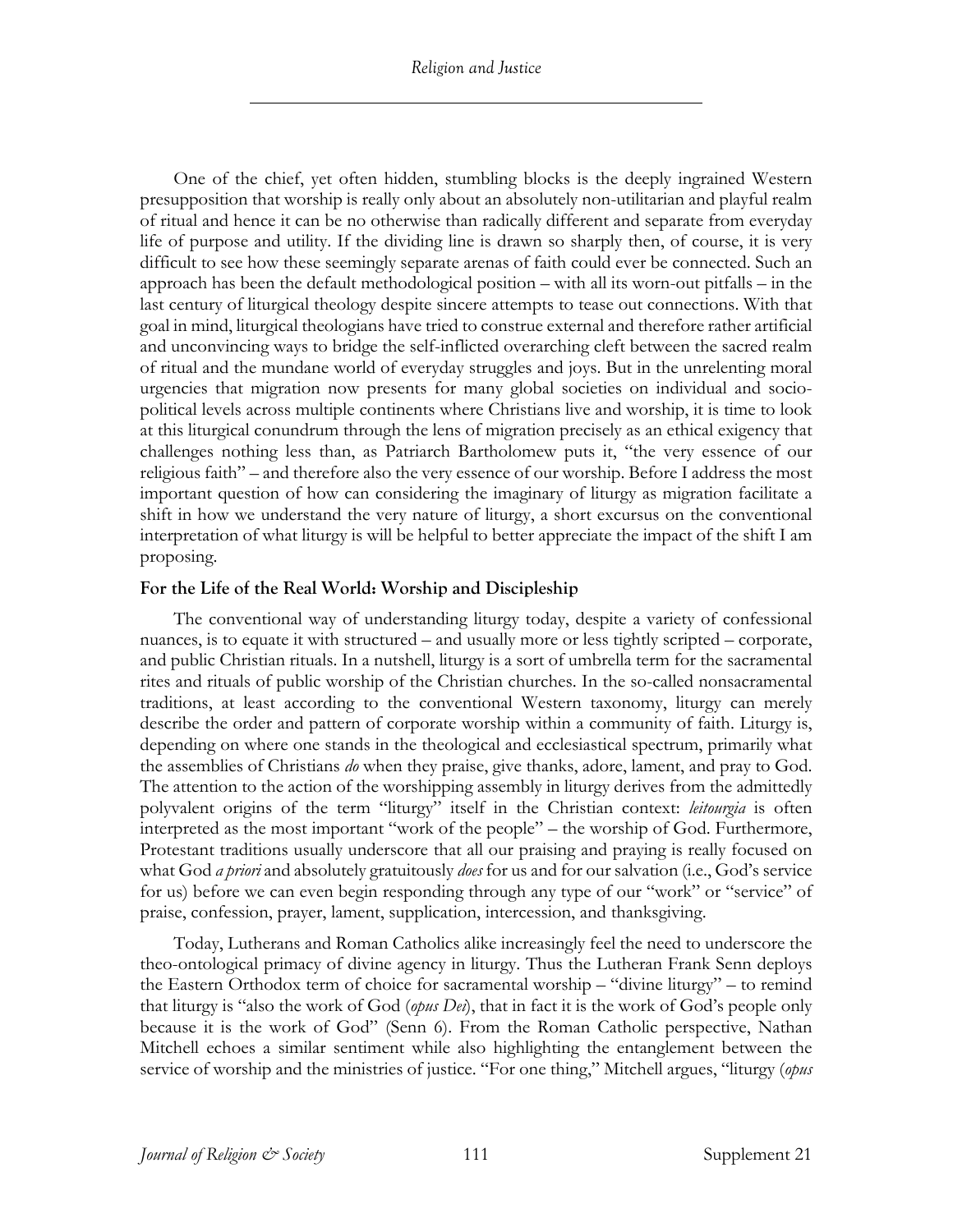One of the chief, yet often hidden, stumbling blocks is the deeply ingrained Western presupposition that worship is really only about an absolutely non-utilitarian and playful realm of ritual and hence it can be no otherwise than radically different and separate from everyday life of purpose and utility. If the dividing line is drawn so sharply then, of course, it is very difficult to see how these seemingly separate arenas of faith could ever be connected. Such an approach has been the default methodological position – with all its worn-out pitfalls – in the last century of liturgical theology despite sincere attempts to tease out connections. With that goal in mind, liturgical theologians have tried to construe external and therefore rather artificial and unconvincing ways to bridge the self-inflicted overarching cleft between the sacred realm of ritual and the mundane world of everyday struggles and joys. But in the unrelenting moral urgencies that migration now presents for many global societies on individual and socio-political levels across multiple continents where Christians live and worship, it is time to look at this liturgical conundrum through the lens of migration precisely as an ethical exigency that challenges nothing less than, as Patriarch Bartholomew puts it, "the very essence of our religious faith" – and therefore also the very essence of our worship. Before I address the most important question of how can considering the imaginary of liturgy as migration facilitate a shift in how we understand the very nature of liturgy, a short excursus on the conventional interpretation of what liturgy is will be helpful to better appreciate the impact of the shift I am proposing.

**For the Life of the Real World: Worship and Discipleship**

The conventional way of understanding liturgy today, despite a variety of confessional nuances, is to equate it with structured – and usually more or less tightly scripted – corporate, and public Christian rituals. In a nutshell, liturgy is a sort of umbrella term for the sacramental rites and rituals of public worship of the Christian churches. In the so-called nonsacramental traditions, at least according to the conventional Western taxonomy, liturgy can merely describe the order and pattern of corporate worship within a community of faith. Liturgy is, depending on where one stands in the theological and ecclesiastical spectrum, primarily what the assemblies of Christians *do* when they praise, give thanks, adore, lament, and pray to God. The attention to the action of the worshipping assembly in liturgy derives from the admittedly polyvalent origins of the term "liturgy" itself in the Christian context: *leitourgia* is often interpreted as the most important "work of the people" – the worship of God. Furthermore, Protestant traditions usually underscore that all our praising and praying is really focused on what God *a priori* and absolutely gratuitously *does* for us and for our salvation (i.e., God's service for us) before we can even begin responding through any type of our "work" or "service" of praise, confession, prayer, lament, supplication, intercession, and thanksgiving.

Today, Lutherans and Roman Catholics alike increasingly feel the need to underscore the theo-ontological primacy of divine agency in liturgy. Thus the Lutheran Frank Senn deploys the Eastern Orthodox term of choice for sacramental worship – "divine liturgy" – to remind that liturgy is "also the work of God (*opus Dei*), that in fact it is the work of God's people only because it is the work of God" (Senn 6). From the Roman Catholic perspective, Nathan Mitchell echoes a similar sentiment while also highlighting the entanglement between the service of worship and the ministries of justice. "For one thing," Mitchell argues, "liturgy (*opus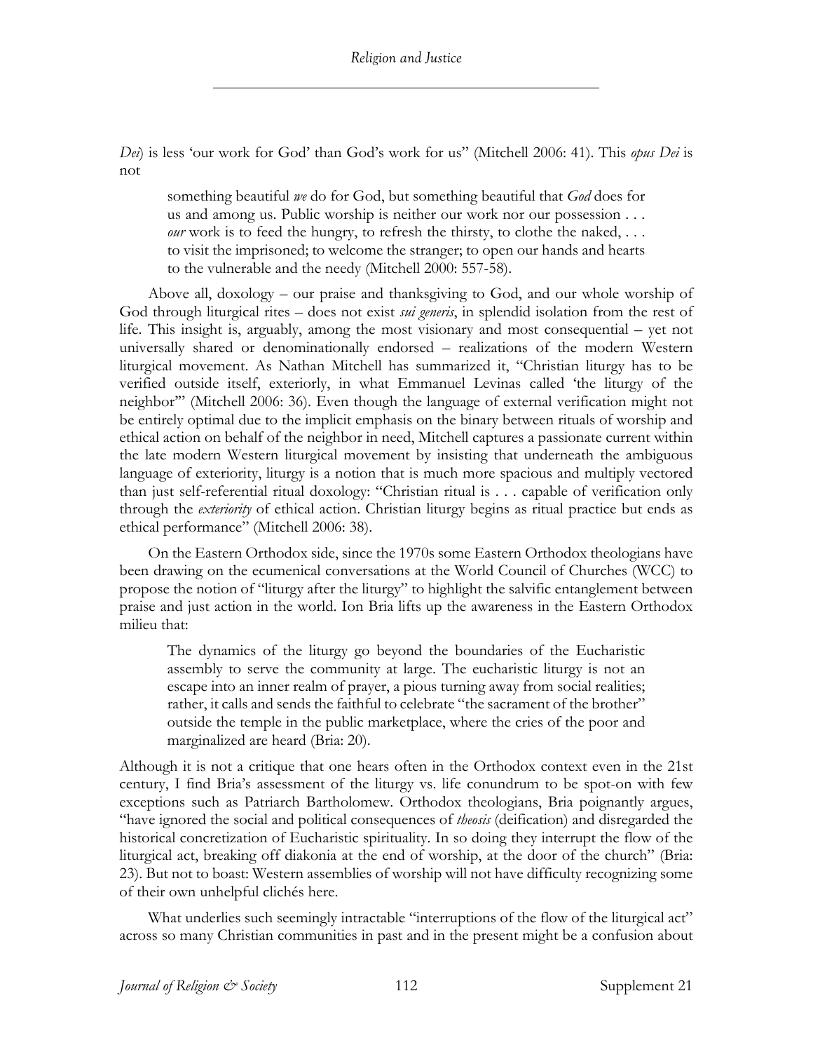*Dei*) is less 'our work for God' than God's work for us" (Mitchell 2006: 41). This *opus Dei* is not

> something beautiful *we* do for God, but something beautiful that *God* does for us and among us. Public worship is neither our work nor our possession . . . *our* work is to feed the hungry, to refresh the thirsty, to clothe the naked, . . . to visit the imprisoned; to welcome the stranger; to open our hands and hearts to the vulnerable and the needy (Mitchell 2000: 557-58).

Above all, doxology – our praise and thanksgiving to God, and our whole worship of God through liturgical rites – does not exist *sui generis*, in splendid isolation from the rest of life. This insight is, arguably, among the most visionary and most consequential – yet not universally shared or denominationally endorsed – realizations of the modern Western liturgical movement. As Nathan Mitchell has summarized it, "Christian liturgy has to be verified outside itself, exteriorly, in what Emmanuel Levinas called 'the liturgy of the neighbor'" (Mitchell 2006: 36). Even though the language of external verification might not be entirely optimal due to the implicit emphasis on the binary between rituals of worship and ethical action on behalf of the neighbor in need, Mitchell captures a passionate current within the late modern Western liturgical movement by insisting that underneath the ambiguous language of exteriority, liturgy is a notion that is much more spacious and multiply vectored than just self-referential ritual doxology: "Christian ritual is . . . capable of verification only through the *exteriority* of ethical action. Christian liturgy begins as ritual practice but ends as ethical performance" (Mitchell 2006: 38).

On the Eastern Orthodox side, since the 1970s some Eastern Orthodox theologians have been drawing on the ecumenical conversations at the World Council of Churches (WCC) to propose the notion of "liturgy after the liturgy" to highlight the salvific entanglement between praise and just action in the world. Ion Bria lifts up the awareness in the Eastern Orthodox milieu that:

> The dynamics of the liturgy go beyond the boundaries of the Eucharistic assembly to serve the community at large. The eucharistic liturgy is not an escape into an inner realm of prayer, a pious turning away from social realities; rather, it calls and sends the faithful to celebrate "the sacrament of the brother" outside the temple in the public marketplace, where the cries of the poor and marginalized are heard (Bria: 20).

Although it is not a critique that one hears often in the Orthodox context even in the 21st century, I find Bria's assessment of the liturgy vs. life conundrum to be spot-on with few exceptions such as Patriarch Bartholomew. Orthodox theologians, Bria poignantly argues, "have ignored the social and political consequences of *theosis* (deification) and disregarded the historical concretization of Eucharistic spirituality. In so doing they interrupt the flow of the liturgical act, breaking off diakonia at the end of worship, at the door of the church" (Bria: 23). But not to boast: Western assemblies of worship will not have difficulty recognizing some of their own unhelpful clichés here.

What underlies such seemingly intractable "interruptions of the flow of the liturgical act" across so many Christian communities in past and in the present might be a confusion about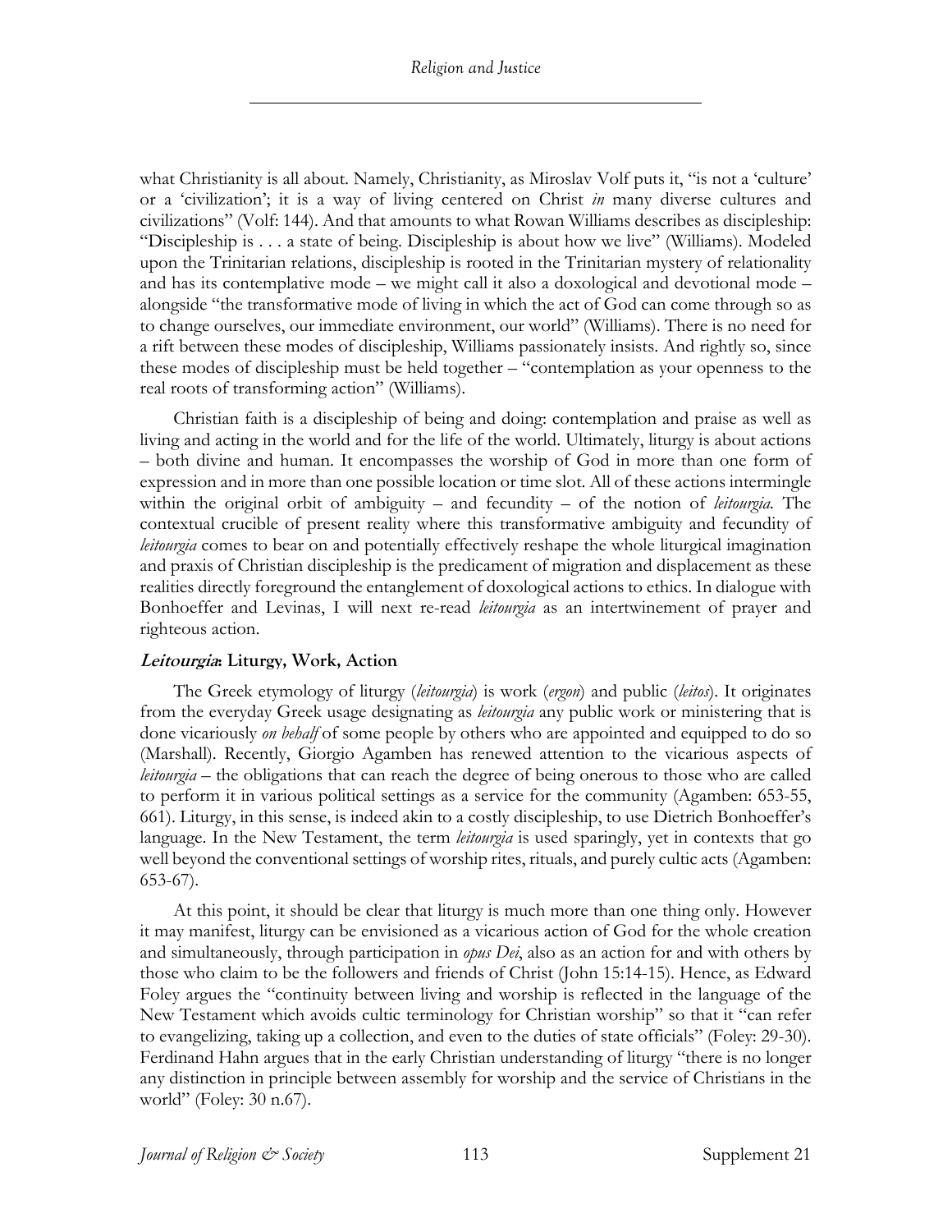what Christianity is all about. Namely, Christianity, as Miroslav Volf puts it, "is not a 'culture' or a 'civilization'; it is a way of living centered on Christ *in* many diverse cultures and civilizations" (Volf: 144). And that amounts to what Rowan Williams describes as discipleship: "Discipleship is . . . a state of being. Discipleship is about how we live" (Williams). Modeled upon the Trinitarian relations, discipleship is rooted in the Trinitarian mystery of relationality and has its contemplative mode – we might call it also a doxological and devotional mode – alongside "the transformative mode of living in which the act of God can come through so as to change ourselves, our immediate environment, our world" (Williams). There is no need for a rift between these modes of discipleship, Williams passionately insists. And rightly so, since these modes of discipleship must be held together – "contemplation as your openness to the real roots of transforming action" (Williams).

Christian faith is a discipleship of being and doing: contemplation and praise as well as living and acting in the world and for the life of the world. Ultimately, liturgy is about actions – both divine and human. It encompasses the worship of God in more than one form of expression and in more than one possible location or time slot. All of these actions intermingle within the original orbit of ambiguity – and fecundity – of the notion of *leitourgia.* The contextual crucible of present reality where this transformative ambiguity and fecundity of *leitourgia* comes to bear on and potentially effectively reshape the whole liturgical imagination and praxis of Christian discipleship is the predicament of migration and displacement as these realities directly foreground the entanglement of doxological actions to ethics. In dialogue with Bonhoeffer and Levinas, I will next re-read *leitourgia* as an intertwinement of prayer and righteous action.

### ***Leitourgia*: Liturgy, Work, Action**

The Greek etymology of liturgy (*leitourgia*) is work (*ergon*) and public (*leitos*). It originates from the everyday Greek usage designating as *leitourgia* any public work or ministering that is done vicariously *on behalf* of some people by others who are appointed and equipped to do so (Marshall). Recently, Giorgio Agamben has renewed attention to the vicarious aspects of *leitourgia* – the obligations that can reach the degree of being onerous to those who are called to perform it in various political settings as a service for the community (Agamben: 653-55, 661). Liturgy, in this sense, is indeed akin to a costly discipleship, to use Dietrich Bonhoeffer's language. In the New Testament, the term *leitourgia* is used sparingly, yet in contexts that go well beyond the conventional settings of worship rites, rituals, and purely cultic acts (Agamben: 653-67).

At this point, it should be clear that liturgy is much more than one thing only. However it may manifest, liturgy can be envisioned as a vicarious action of God for the whole creation and simultaneously, through participation in *opus Dei*, also as an action for and with others by those who claim to be the followers and friends of Christ (John 15:14-15). Hence, as Edward Foley argues the "continuity between living and worship is reflected in the language of the New Testament which avoids cultic terminology for Christian worship" so that it "can refer to evangelizing, taking up a collection, and even to the duties of state officials" (Foley: 29-30). Ferdinand Hahn argues that in the early Christian understanding of liturgy "there is no longer any distinction in principle between assembly for worship and the service of Christians in the world" (Foley: 30 n.67).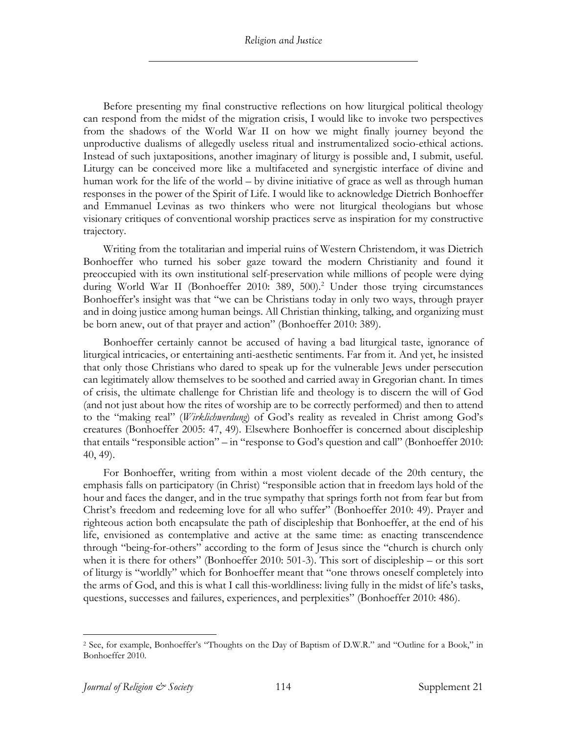Before presenting my final constructive reflections on how liturgical political theology can respond from the midst of the migration crisis, I would like to invoke two perspectives from the shadows of the World War II on how we might finally journey beyond the unproductive dualisms of allegedly useless ritual and instrumentalized socio-ethical actions. Instead of such juxtapositions, another imaginary of liturgy is possible and, I submit, useful. Liturgy can be conceived more like a multifaceted and synergistic interface of divine and human work for the life of the world – by divine initiative of grace as well as through human responses in the power of the Spirit of Life. I would like to acknowledge Dietrich Bonhoeffer and Emmanuel Levinas as two thinkers who were not liturgical theologians but whose visionary critiques of conventional worship practices serve as inspiration for my constructive trajectory.

Writing from the totalitarian and imperial ruins of Western Christendom, it was Dietrich Bonhoeffer who turned his sober gaze toward the modern Christianity and found it preoccupied with its own institutional self-preservation while millions of people were dying during World War II (Bonhoeffer 2010: 389, 500).[2] Under those trying circumstances Bonhoeffer's insight was that "we can be Christians today in only two ways, through prayer and in doing justice among human beings. All Christian thinking, talking, and organizing must be born anew, out of that prayer and action" (Bonhoeffer 2010: 389).

Bonhoeffer certainly cannot be accused of having a bad liturgical taste, ignorance of liturgical intricacies, or entertaining anti-aesthetic sentiments. Far from it. And yet, he insisted that only those Christians who dared to speak up for the vulnerable Jews under persecution can legitimately allow themselves to be soothed and carried away in Gregorian chant. In times of crisis, the ultimate challenge for Christian life and theology is to discern the will of God (and not just about how the rites of worship are to be correctly performed) and then to attend to the "making real" (*Wirklichwerdung*) of God's reality as revealed in Christ among God's creatures (Bonhoeffer 2005: 47, 49). Elsewhere Bonhoeffer is concerned about discipleship that entails "responsible action" – in "response to God's question and call" (Bonhoeffer 2010: 40, 49).

For Bonhoeffer, writing from within a most violent decade of the 20th century, the emphasis falls on participatory (in Christ) "responsible action that in freedom lays hold of the hour and faces the danger, and in the true sympathy that springs forth not from fear but from Christ's freedom and redeeming love for all who suffer" (Bonhoeffer 2010: 49). Prayer and righteous action both encapsulate the path of discipleship that Bonhoeffer, at the end of his life, envisioned as contemplative and active at the same time: as enacting transcendence through "being-for-others" according to the form of Jesus since the "church is church only when it is there for others" (Bonhoeffer 2010: 501-3). This sort of discipleship – or this sort of liturgy is "worldly" which for Bonhoeffer meant that "one throws oneself completely into the arms of God, and this is what I call this-worldliness: living fully in the midst of life's tasks, questions, successes and failures, experiences, and perplexities" (Bonhoeffer 2010: 486).

[2] See, for example, Bonhoeffer's "Thoughts on the Day of Baptism of D.W.R." and "Outline for a Book," in Bonhoeffer 2010.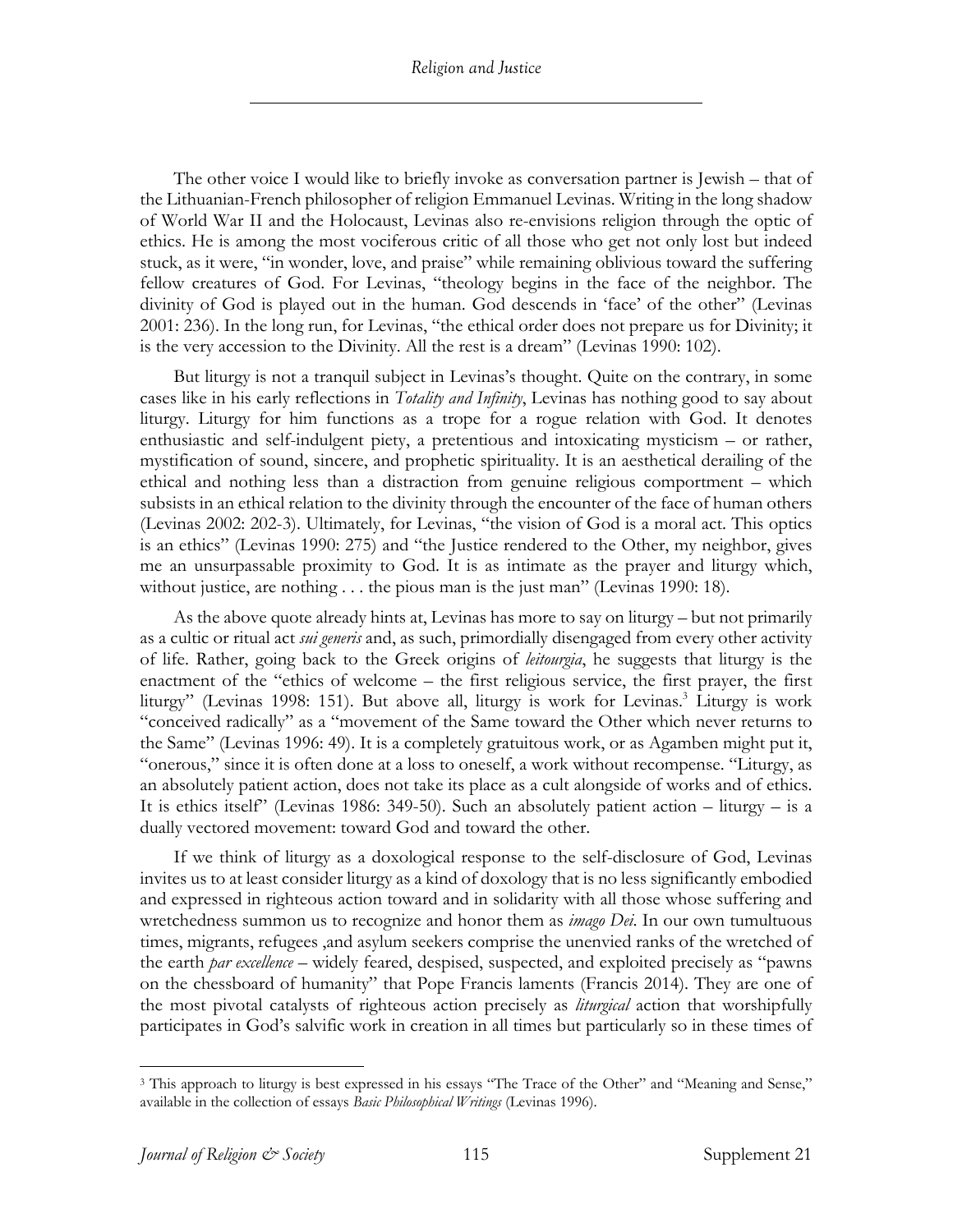The other voice I would like to briefly invoke as conversation partner is Jewish – that of the Lithuanian-French philosopher of religion Emmanuel Levinas. Writing in the long shadow of World War II and the Holocaust, Levinas also re-envisions religion through the optic of ethics. He is among the most vociferous critic of all those who get not only lost but indeed stuck, as it were, "in wonder, love, and praise" while remaining oblivious toward the suffering fellow creatures of God. For Levinas, "theology begins in the face of the neighbor. The divinity of God is played out in the human. God descends in 'face' of the other" (Levinas 2001: 236). In the long run, for Levinas, "the ethical order does not prepare us for Divinity; it is the very accession to the Divinity. All the rest is a dream" (Levinas 1990: 102).

But liturgy is not a tranquil subject in Levinas's thought. Quite on the contrary, in some cases like in his early reflections in *Totality and Infinity*, Levinas has nothing good to say about liturgy. Liturgy for him functions as a trope for a rogue relation with God. It denotes enthusiastic and self-indulgent piety, a pretentious and intoxicating mysticism – or rather, mystification of sound, sincere, and prophetic spirituality. It is an aesthetical derailing of the ethical and nothing less than a distraction from genuine religious comportment – which subsists in an ethical relation to the divinity through the encounter of the face of human others (Levinas 2002: 202-3). Ultimately, for Levinas, "the vision of God is a moral act. This optics is an ethics" (Levinas 1990: 275) and "the Justice rendered to the Other, my neighbor, gives me an unsurpassable proximity to God. It is as intimate as the prayer and liturgy which, without justice, are nothing . . . the pious man is the just man" (Levinas 1990: 18).

As the above quote already hints at, Levinas has more to say on liturgy – but not primarily as a cultic or ritual act *sui generis* and, as such, primordially disengaged from every other activity of life. Rather, going back to the Greek origins of *leitourgia*, he suggests that liturgy is the enactment of the "ethics of welcome – the first religious service, the first prayer, the first liturgy" (Levinas 1998: 151). But above all, liturgy is work for Levinas.[3] Liturgy is work "conceived radically" as a "movement of the Same toward the Other which never returns to the Same" (Levinas 1996: 49). It is a completely gratuitous work, or as Agamben might put it, "onerous," since it is often done at a loss to oneself, a work without recompense. "Liturgy, as an absolutely patient action, does not take its place as a cult alongside of works and of ethics. It is ethics itself" (Levinas 1986: 349-50). Such an absolutely patient action – liturgy – is a dually vectored movement: toward God and toward the other.

If we think of liturgy as a doxological response to the self-disclosure of God, Levinas invites us to at least consider liturgy as a kind of doxology that is no less significantly embodied and expressed in righteous action toward and in solidarity with all those whose suffering and wretchedness summon us to recognize and honor them as *imago Dei*. In our own tumultuous times, migrants, refugees ,and asylum seekers comprise the unenvied ranks of the wretched of the earth *par excellence* – widely feared, despised, suspected, and exploited precisely as "pawns on the chessboard of humanity" that Pope Francis laments (Francis 2014). They are one of the most pivotal catalysts of righteous action precisely as *liturgical* action that worshipfully participates in God's salvific work in creation in all times but particularly so in these times of

[3] This approach to liturgy is best expressed in his essays "The Trace of the Other" and "Meaning and Sense," available in the collection of essays *Basic Philosophical Writings* (Levinas 1996).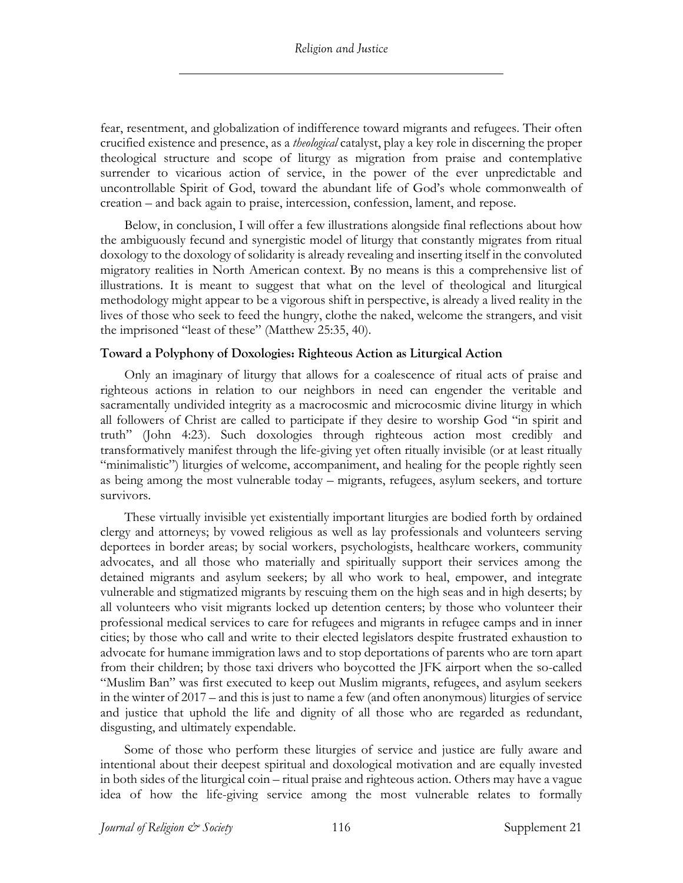fear, resentment, and globalization of indifference toward migrants and refugees. Their often crucified existence and presence, as a *theological* catalyst, play a key role in discerning the proper theological structure and scope of liturgy as migration from praise and contemplative surrender to vicarious action of service, in the power of the ever unpredictable and uncontrollable Spirit of God, toward the abundant life of God's whole commonwealth of creation – and back again to praise, intercession, confession, lament, and repose.

Below, in conclusion, I will offer a few illustrations alongside final reflections about how the ambiguously fecund and synergistic model of liturgy that constantly migrates from ritual doxology to the doxology of solidarity is already revealing and inserting itself in the convoluted migratory realities in North American context. By no means is this a comprehensive list of illustrations. It is meant to suggest that what on the level of theological and liturgical methodology might appear to be a vigorous shift in perspective, is already a lived reality in the lives of those who seek to feed the hungry, clothe the naked, welcome the strangers, and visit the imprisoned "least of these" (Matthew 25:35, 40).

## Toward a Polyphony of Doxologies: Righteous Action as Liturgical Action

Only an imaginary of liturgy that allows for a coalescence of ritual acts of praise and righteous actions in relation to our neighbors in need can engender the veritable and sacramentally undivided integrity as a macrocosmic and microcosmic divine liturgy in which all followers of Christ are called to participate if they desire to worship God "in spirit and truth" (John 4:23). Such doxologies through righteous action most credibly and transformatively manifest through the life-giving yet often ritually invisible (or at least ritually "minimalistic") liturgies of welcome, accompaniment, and healing for the people rightly seen as being among the most vulnerable today – migrants, refugees, asylum seekers, and torture survivors.

These virtually invisible yet existentially important liturgies are bodied forth by ordained clergy and attorneys; by vowed religious as well as lay professionals and volunteers serving deportees in border areas; by social workers, psychologists, healthcare workers, community advocates, and all those who materially and spiritually support their services among the detained migrants and asylum seekers; by all who work to heal, empower, and integrate vulnerable and stigmatized migrants by rescuing them on the high seas and in high deserts; by all volunteers who visit migrants locked up detention centers; by those who volunteer their professional medical services to care for refugees and migrants in refugee camps and in inner cities; by those who call and write to their elected legislators despite frustrated exhaustion to advocate for humane immigration laws and to stop deportations of parents who are torn apart from their children; by those taxi drivers who boycotted the JFK airport when the so-called "Muslim Ban" was first executed to keep out Muslim migrants, refugees, and asylum seekers in the winter of 2017 – and this is just to name a few (and often anonymous) liturgies of service and justice that uphold the life and dignity of all those who are regarded as redundant, disgusting, and ultimately expendable.

Some of those who perform these liturgies of service and justice are fully aware and intentional about their deepest spiritual and doxological motivation and are equally invested in both sides of the liturgical coin – ritual praise and righteous action. Others may have a vague idea of how the life-giving service among the most vulnerable relates to formally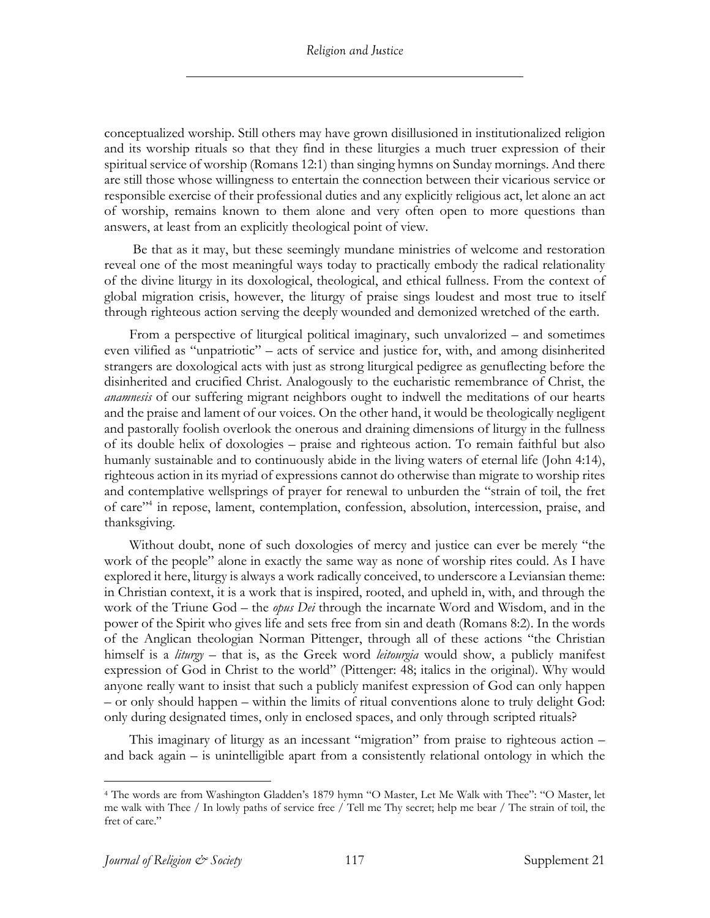conceptualized worship. Still others may have grown disillusioned in institutionalized religion and its worship rituals so that they find in these liturgies a much truer expression of their spiritual service of worship (Romans 12:1) than singing hymns on Sunday mornings. And there are still those whose willingness to entertain the connection between their vicarious service or responsible exercise of their professional duties and any explicitly religious act, let alone an act of worship, remains known to them alone and very often open to more questions than answers, at least from an explicitly theological point of view.

Be that as it may, but these seemingly mundane ministries of welcome and restoration reveal one of the most meaningful ways today to practically embody the radical relationality of the divine liturgy in its doxological, theological, and ethical fullness. From the context of global migration crisis, however, the liturgy of praise sings loudest and most true to itself through righteous action serving the deeply wounded and demonized wretched of the earth.

From a perspective of liturgical political imaginary, such unvalorized – and sometimes even vilified as "unpatriotic" – acts of service and justice for, with, and among disinherited strangers are doxological acts with just as strong liturgical pedigree as genuflecting before the disinherited and crucified Christ. Analogously to the eucharistic remembrance of Christ, the *anamnesis* of our suffering migrant neighbors ought to indwell the meditations of our hearts and the praise and lament of our voices. On the other hand, it would be theologically negligent and pastorally foolish overlook the onerous and draining dimensions of liturgy in the fullness of its double helix of doxologies – praise and righteous action. To remain faithful but also humanly sustainable and to continuously abide in the living waters of eternal life (John 4:14), righteous action in its myriad of expressions cannot do otherwise than migrate to worship rites and contemplative wellsprings of prayer for renewal to unburden the "strain of toil, the fret of care"[4] in repose, lament, contemplation, confession, absolution, intercession, praise, and thanksgiving.

Without doubt, none of such doxologies of mercy and justice can ever be merely "the work of the people" alone in exactly the same way as none of worship rites could. As I have explored it here, liturgy is always a work radically conceived, to underscore a Leviansian theme: in Christian context, it is a work that is inspired, rooted, and upheld in, with, and through the work of the Triune God – the *opus Dei* through the incarnate Word and Wisdom, and in the power of the Spirit who gives life and sets free from sin and death (Romans 8:2). In the words of the Anglican theologian Norman Pittenger, through all of these actions "the Christian himself is a *liturgy* – that is, as the Greek word *leitourgia* would show, a publicly manifest expression of God in Christ to the world" (Pittenger: 48; italics in the original). Why would anyone really want to insist that such a publicly manifest expression of God can only happen – or only should happen – within the limits of ritual conventions alone to truly delight God: only during designated times, only in enclosed spaces, and only through scripted rituals?

This imaginary of liturgy as an incessant "migration" from praise to righteous action – and back again – is unintelligible apart from a consistently relational ontology in which the

---

[4] The words are from Washington Gladden's 1879 hymn "O Master, Let Me Walk with Thee": "O Master, let me walk with Thee / In lowly paths of service free / Tell me Thy secret; help me bear / The strain of toil, the fret of care."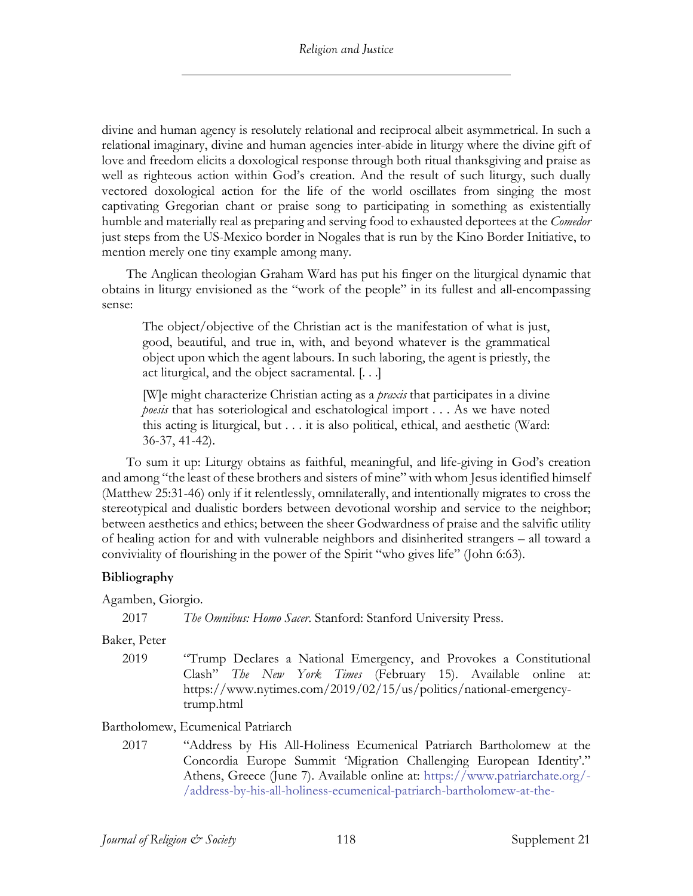divine and human agency is resolutely relational and reciprocal albeit asymmetrical. In such a relational imaginary, divine and human agencies inter-abide in liturgy where the divine gift of love and freedom elicits a doxological response through both ritual thanksgiving and praise as well as righteous action within God's creation. And the result of such liturgy, such dually vectored doxological action for the life of the world oscillates from singing the most captivating Gregorian chant or praise song to participating in something as existentially humble and materially real as preparing and serving food to exhausted deportees at the *Comedor* just steps from the US-Mexico border in Nogales that is run by the Kino Border Initiative, to mention merely one tiny example among many.

The Anglican theologian Graham Ward has put his finger on the liturgical dynamic that obtains in liturgy envisioned as the "work of the people" in its fullest and all-encompassing sense:

> The object/objective of the Christian act is the manifestation of what is just, good, beautiful, and true in, with, and beyond whatever is the grammatical object upon which the agent labours. In such laboring, the agent is priestly, the act liturgical, and the object sacramental. [. . .]
>
> [W]e might characterize Christian acting as a *praxis* that participates in a divine *poesis* that has soteriological and eschatological import . . . As we have noted this acting is liturgical, but . . . it is also political, ethical, and aesthetic (Ward: 36-37, 41-42).

To sum it up: Liturgy obtains as faithful, meaningful, and life-giving in God's creation and among "the least of these brothers and sisters of mine" with whom Jesus identified himself (Matthew 25:31-46) only if it relentlessly, omnilaterally, and intentionally migrates to cross the stereotypical and dualistic borders between devotional worship and service to the neighbor; between aesthetics and ethics; between the sheer Godwardness of praise and the salvific utility of healing action for and with vulnerable neighbors and disinherited strangers – all toward a conviviality of flourishing in the power of the Spirit "who gives life" (John 6:63).

**Bibliography**

Agamben, Giorgio.

2017 *The Omnibus: Homo Sacer*. Stanford: Stanford University Press.

Baker, Peter

2019 "Trump Declares a National Emergency, and Provokes a Constitutional Clash" *The New York Times* (February 15). Available online at: https://www.nytimes.com/2019/02/15/us/politics/national-emergency-trump.html

Bartholomew, Ecumenical Patriarch

2017 "Address by His All-Holiness Ecumenical Patriarch Bartholomew at the Concordia Europe Summit 'Migration Challenging European Identity'." Athens, Greece (June 7). Available online at: https://www.patriarchate.org/-/address-by-his-all-holiness-ecumenical-patriarch-bartholomew-at-the-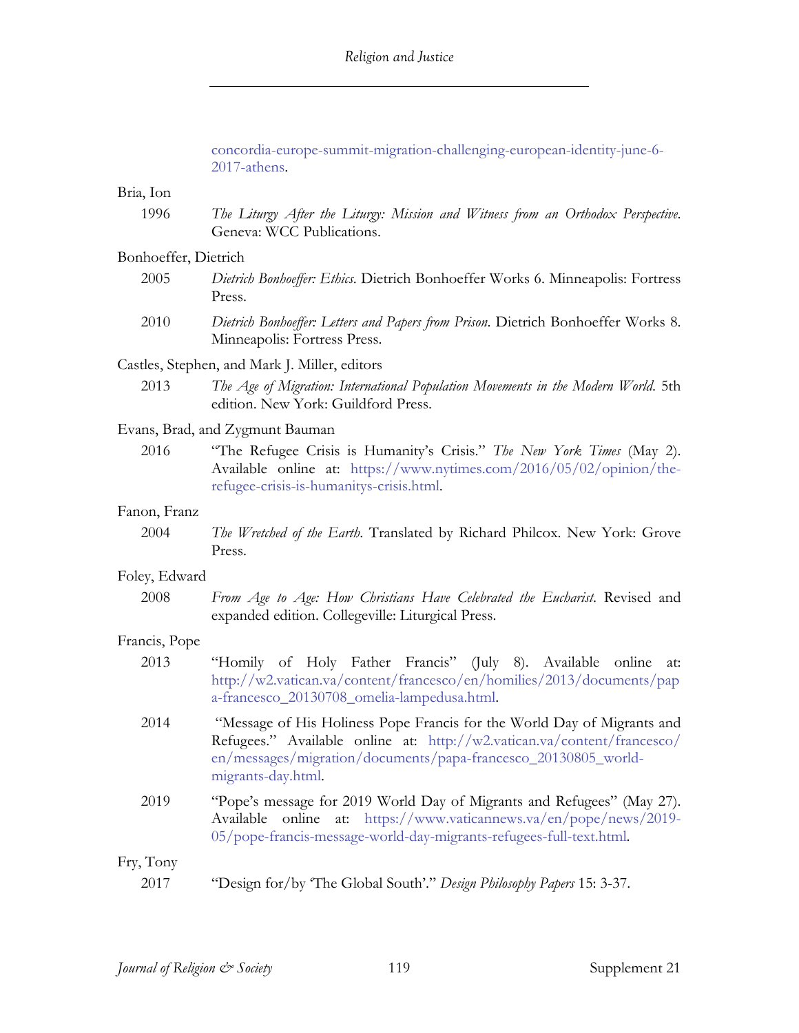concordia-europe-summit-migration-challenging-european-identity-june-6-2017-athens.

Bria, Ion

1996 *The Liturgy After the Liturgy: Mission and Witness from an Orthodox Perspective*. Geneva: WCC Publications.

Bonhoeffer, Dietrich

2005 *Dietrich Bonhoeffer: Ethics*. Dietrich Bonhoeffer Works 6. Minneapolis: Fortress Press.

2010 *Dietrich Bonhoeffer: Letters and Papers from Prison*. Dietrich Bonhoeffer Works 8. Minneapolis: Fortress Press.

Castles, Stephen, and Mark J. Miller, editors

2013 *The Age of Migration: International Population Movements in the Modern World*. 5th edition. New York: Guildford Press.

Evans, Brad, and Zygmunt Bauman

2016 "The Refugee Crisis is Humanity's Crisis." *The New York Times* (May 2). Available online at: https://www.nytimes.com/2016/05/02/opinion/the-refugee-crisis-is-humanitys-crisis.html.

Fanon, Franz

2004 *The Wretched of the Earth*. Translated by Richard Philcox. New York: Grove Press.

Foley, Edward

2008 *From Age to Age: How Christians Have Celebrated the Eucharist*. Revised and expanded edition. Collegeville: Liturgical Press.

Francis, Pope

2013 "Homily of Holy Father Francis" (July 8). Available online at: http://w2.vatican.va/content/francesco/en/homilies/2013/documents/papa-francesco_20130708_omelia-lampedusa.html.

2014 "Message of His Holiness Pope Francis for the World Day of Migrants and Refugees." Available online at: http://w2.vatican.va/content/francesco/en/messages/migration/documents/papa-francesco_20130805_world-migrants-day.html.

2019 "Pope's message for 2019 World Day of Migrants and Refugees" (May 27). Available online at: https://www.vaticannews.va/en/pope/news/2019-05/pope-francis-message-world-day-migrants-refugees-full-text.html.

Fry, Tony

2017 "Design for/by 'The Global South'." *Design Philosophy Papers* 15: 3-37.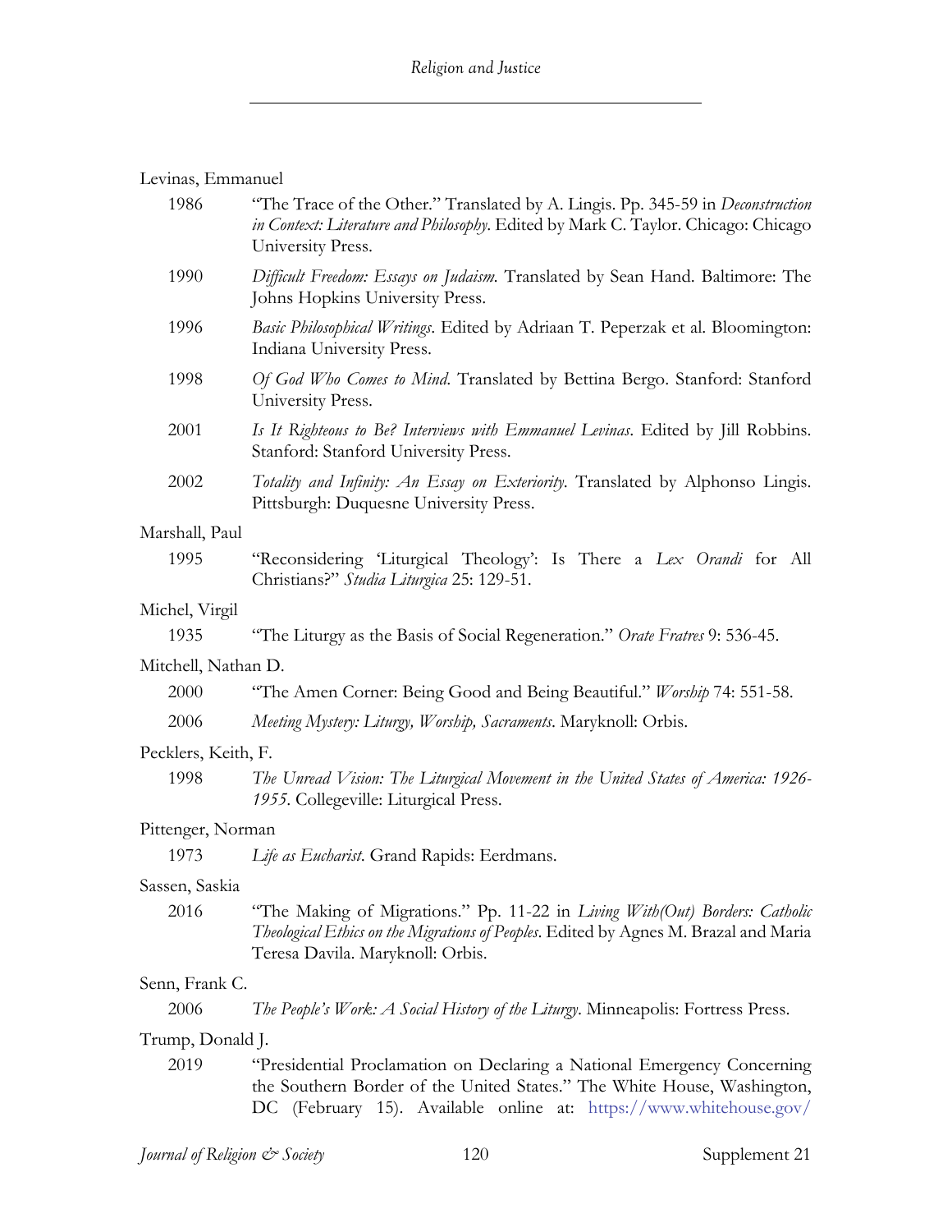Levinas, Emmanuel

1986 "The Trace of the Other." Translated by A. Lingis. Pp. 345-59 in *Deconstruction in Context: Literature and Philosophy*. Edited by Mark C. Taylor. Chicago: Chicago University Press.

1990 *Difficult Freedom: Essays on Judaism.* Translated by Sean Hand. Baltimore: The Johns Hopkins University Press.

1996 *Basic Philosophical Writings*. Edited by Adriaan T. Peperzak et al. Bloomington: Indiana University Press.

1998 *Of God Who Comes to Mind*. Translated by Bettina Bergo. Stanford: Stanford University Press.

2001 *Is It Righteous to Be? Interviews with Emmanuel Levinas*. Edited by Jill Robbins. Stanford: Stanford University Press.

2002 *Totality and Infinity: An Essay on Exteriority*. Translated by Alphonso Lingis. Pittsburgh: Duquesne University Press.

Marshall, Paul

1995 "Reconsidering 'Liturgical Theology': Is There a *Lex Orandi* for All Christians?" *Studia Liturgica* 25: 129-51.

Michel, Virgil

1935 "The Liturgy as the Basis of Social Regeneration." *Orate Fratres* 9: 536-45.

Mitchell, Nathan D.

2000 "The Amen Corner: Being Good and Being Beautiful." *Worship* 74: 551-58.

2006 *Meeting Mystery: Liturgy, Worship, Sacraments*. Maryknoll: Orbis.

Pecklers, Keith, F.

1998 *The Unread Vision: The Liturgical Movement in the United States of America: 1926-1955*. Collegeville: Liturgical Press.

Pittenger, Norman

1973 *Life as Eucharist*. Grand Rapids: Eerdmans.

Sassen, Saskia

2016 "The Making of Migrations." Pp. 11-22 in *Living With(Out) Borders: Catholic Theological Ethics on the Migrations of Peoples*. Edited by Agnes M. Brazal and Maria Teresa Davila. Maryknoll: Orbis.

Senn, Frank C.

2006 *The People's Work: A Social History of the Liturgy*. Minneapolis: Fortress Press.

Trump, Donald J.

2019 "Presidential Proclamation on Declaring a National Emergency Concerning the Southern Border of the United States." The White House, Washington, DC (February 15). Available online at: https://www.whitehouse.gov/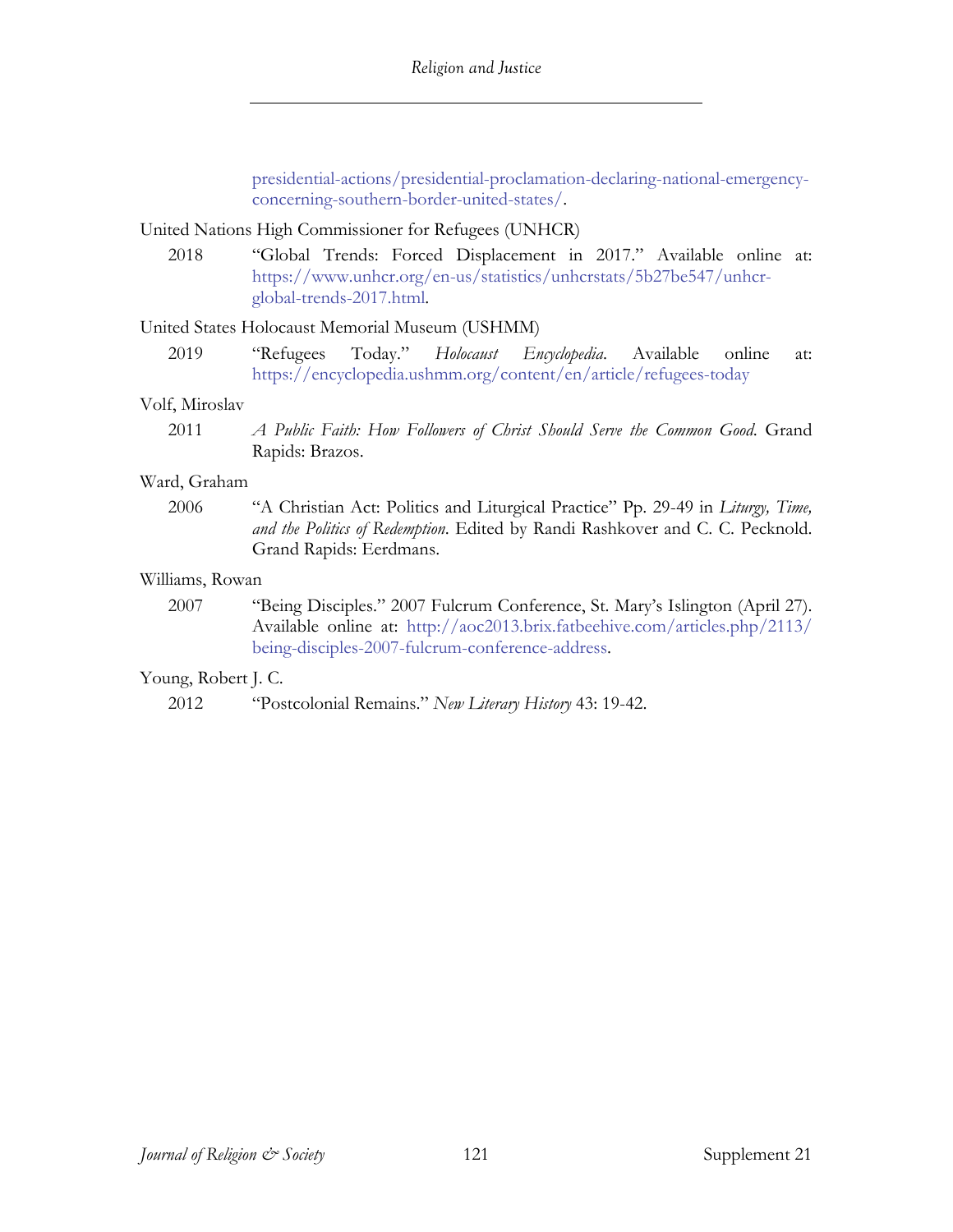presidential-actions/presidential-proclamation-declaring-national-emergency-concerning-southern-border-united-states/.

United Nations High Commissioner for Refugees (UNHCR)

2018 “Global Trends: Forced Displacement in 2017.” Available online at: https://www.unhcr.org/en-us/statistics/unhcrstats/5b27be547/unhcr-global-trends-2017.html.

United States Holocaust Memorial Museum (USHMM)

2019 “Refugees Today.” *Holocaust Encyclopedia*. Available online at: https://encyclopedia.ushmm.org/content/en/article/refugees-today

Volf, Miroslav

2011 *A Public Faith: How Followers of Christ Should Serve the Common Good*. Grand Rapids: Brazos.

Ward, Graham

2006 “A Christian Act: Politics and Liturgical Practice” Pp. 29-49 in *Liturgy, Time, and the Politics of Redemption*. Edited by Randi Rashkover and C. C. Pecknold. Grand Rapids: Eerdmans.

Williams, Rowan

2007 “Being Disciples.” 2007 Fulcrum Conference, St. Mary’s Islington (April 27). Available online at: http://aoc2013.brix.fatbeehive.com/articles.php/2113/being-disciples-2007-fulcrum-conference-address.

Young, Robert J. C.

2012 “Postcolonial Remains.” *New Literary History* 43: 19-42.